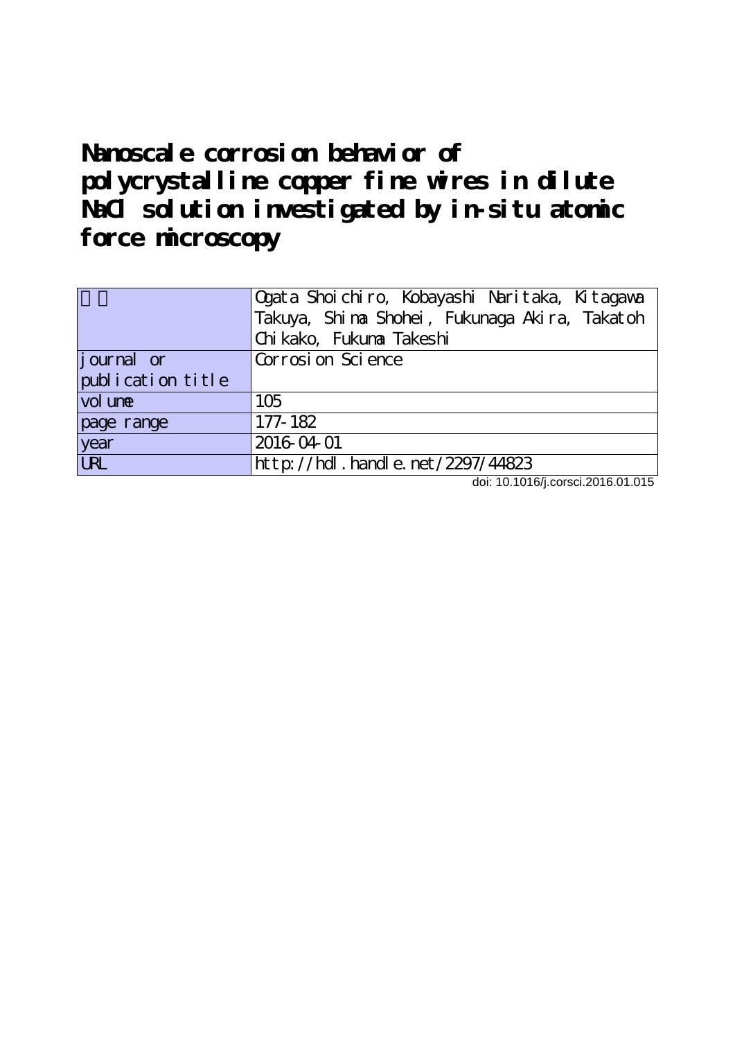# Nanoscale corrosion behavior of polycrystalline copper fine wires in dilute NaCl solution investigated by in-situ atomic force microscopy

| 著者 | Ogata Shoichiro, Kobayashi Naritaka, Kitagawa Takuya, Shima Shohei, Fukunaga Akira, Takatoh Chikako, Fukuma Takeshi |
|---|---|
| journal or publication title | Corrosion Science |
| volume | 105 |
| page range | 177-182 |
| year | 2016-04-01 |
| URL | http://hdl.handle.net/2297/44823 |

doi: 10.1016/j.corsci.2016.01.015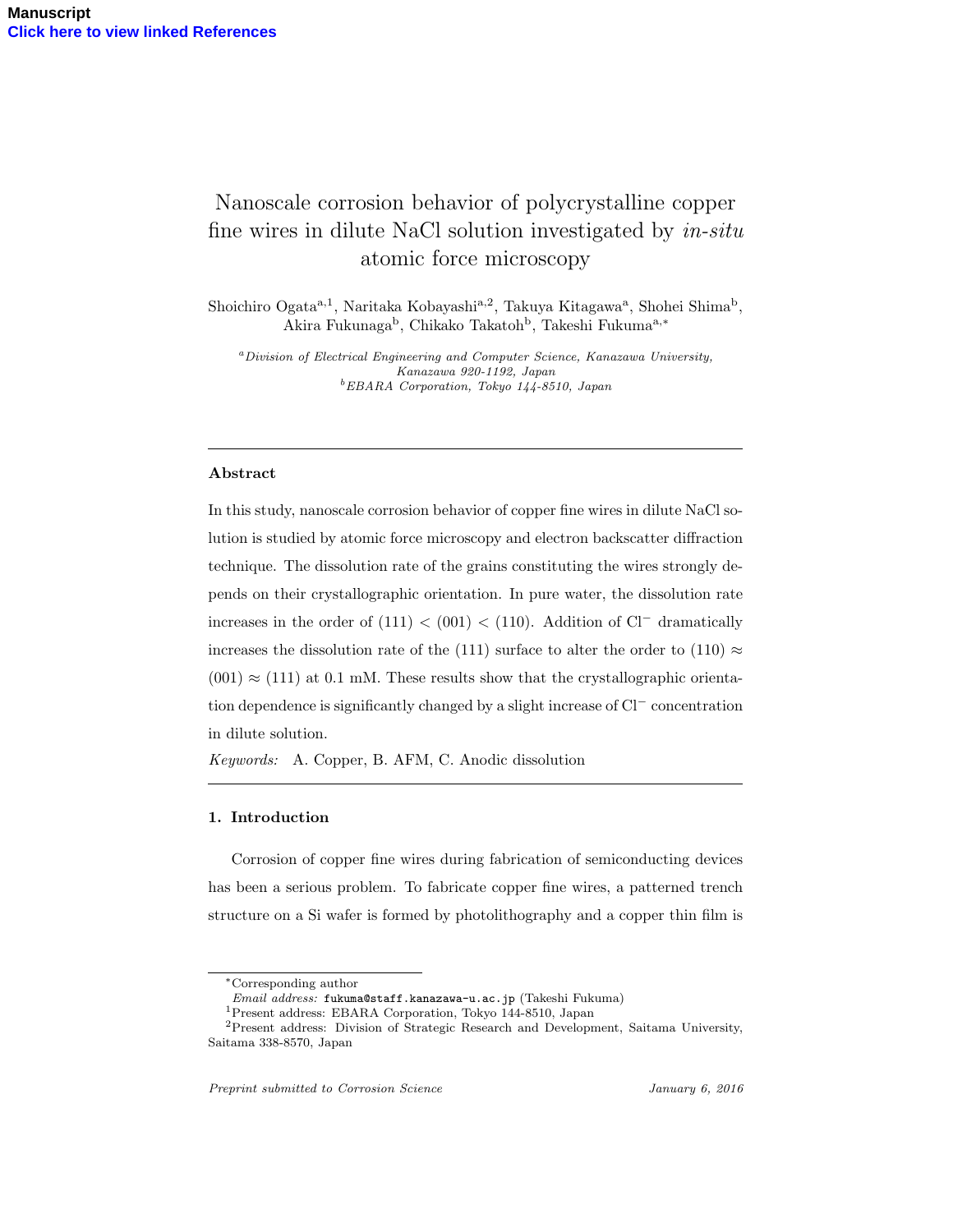Manuscript
Click here to view linked References

# Nanoscale corrosion behavior of polycrystalline copper fine wires in dilute NaCl solution investigated by *in-situ* atomic force microscopy

Shoichiro Ogata[a,1], Naritaka Kobayashi[a,2], Takuya Kitagawa[a], Shohei Shima[b], Akira Fukunaga[b], Chikako Takatoh[b], Takeshi Fukuma[a,*]

[a] *Division of Electrical Engineering and Computer Science, Kanazawa University, Kanazawa 920-1192, Japan*
[b] *EBARA Corporation, Tokyo 144-8510, Japan*

---

### Abstract

In this study, nanoscale corrosion behavior of copper fine wires in dilute NaCl solution is studied by atomic force microscopy and electron backscatter diffraction technique. The dissolution rate of the grains constituting the wires strongly depends on their crystallographic orientation. In pure water, the dissolution rate increases in the order of (111) < (001) < (110). Addition of $Cl^-$ dramatically increases the dissolution rate of the (111) surface to alter the order to (110) ≈ (001) ≈ (111) at 0.1 mM. These results show that the crystallographic orientation dependence is significantly changed by a slight increase of $Cl^-$ concentration in dilute solution.

*Keywords:* A. Copper, B. AFM, C. Anodic dissolution

---

## 1. Introduction

Corrosion of copper fine wires during fabrication of semiconducting devices has been a serious problem. To fabricate copper fine wires, a patterned trench structure on a Si wafer is formed by photolithography and a copper thin film is

---

[*] Corresponding author
*Email address:* fukuma@staff.kanazawa-u.ac.jp (Takeshi Fukuma)
[1] Present address: EBARA Corporation, Tokyo 144-8510, Japan
[2] Present address: Division of Strategic Research and Development, Saitama University, Saitama 338-8570, Japan

*Preprint submitted to Corrosion Science* *January 6, 2016*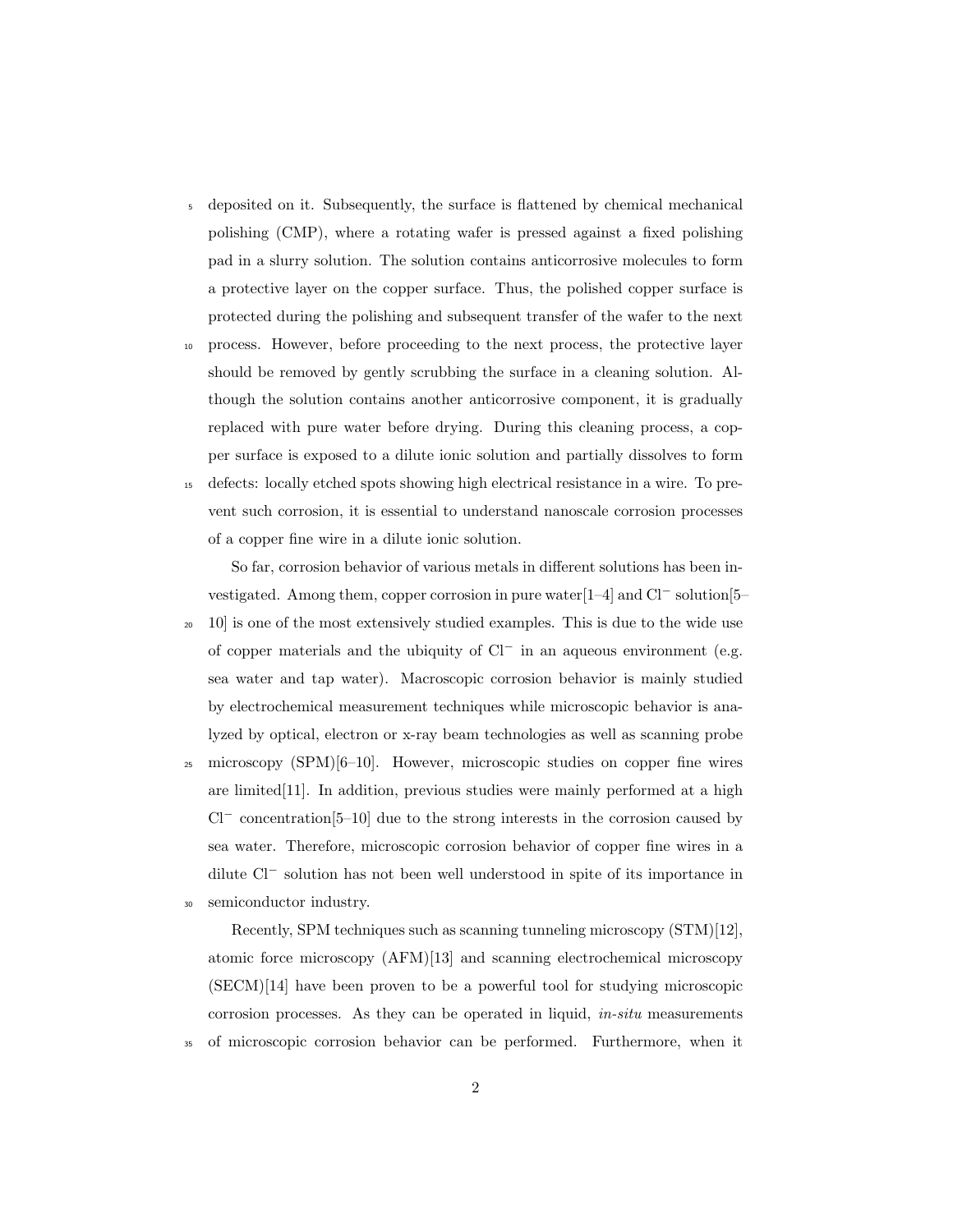deposited on it. Subsequently, the surface is flattened by chemical mechanical polishing (CMP), where a rotating wafer is pressed against a fixed polishing pad in a slurry solution. The solution contains anticorrosive molecules to form a protective layer on the copper surface. Thus, the polished copper surface is protected during the polishing and subsequent transfer of the wafer to the next process. However, before proceeding to the next process, the protective layer should be removed by gently scrubbing the surface in a cleaning solution. Although the solution contains another anticorrosive component, it is gradually replaced with pure water before drying. During this cleaning process, a copper surface is exposed to a dilute ionic solution and partially dissolves to form defects: locally etched spots showing high electrical resistance in a wire. To prevent such corrosion, it is essential to understand nanoscale corrosion processes of a copper fine wire in a dilute ionic solution.

So far, corrosion behavior of various metals in different solutions has been investigated. Among them, copper corrosion in pure water[1–4] and $Cl^-$ solution[5–10] is one of the most extensively studied examples. This is due to the wide use of copper materials and the ubiquity of $Cl^-$ in an aqueous environment (e.g. sea water and tap water). Macroscopic corrosion behavior is mainly studied by electrochemical measurement techniques while microscopic behavior is analyzed by optical, electron or x-ray beam technologies as well as scanning probe microscopy (SPM)[6–10]. However, microscopic studies on copper fine wires are limited[11]. In addition, previous studies were mainly performed at a high $Cl^-$ concentration[5–10] due to the strong interests in the corrosion caused by sea water. Therefore, microscopic corrosion behavior of copper fine wires in a dilute $Cl^-$ solution has not been well understood in spite of its importance in semiconductor industry.

Recently, SPM techniques such as scanning tunneling microscopy (STM)[12], atomic force microscopy (AFM)[13] and scanning electrochemical microscopy (SECM)[14] have been proven to be a powerful tool for studying microscopic corrosion processes. As they can be operated in liquid, *in-situ* measurements of microscopic corrosion behavior can be performed. Furthermore, when it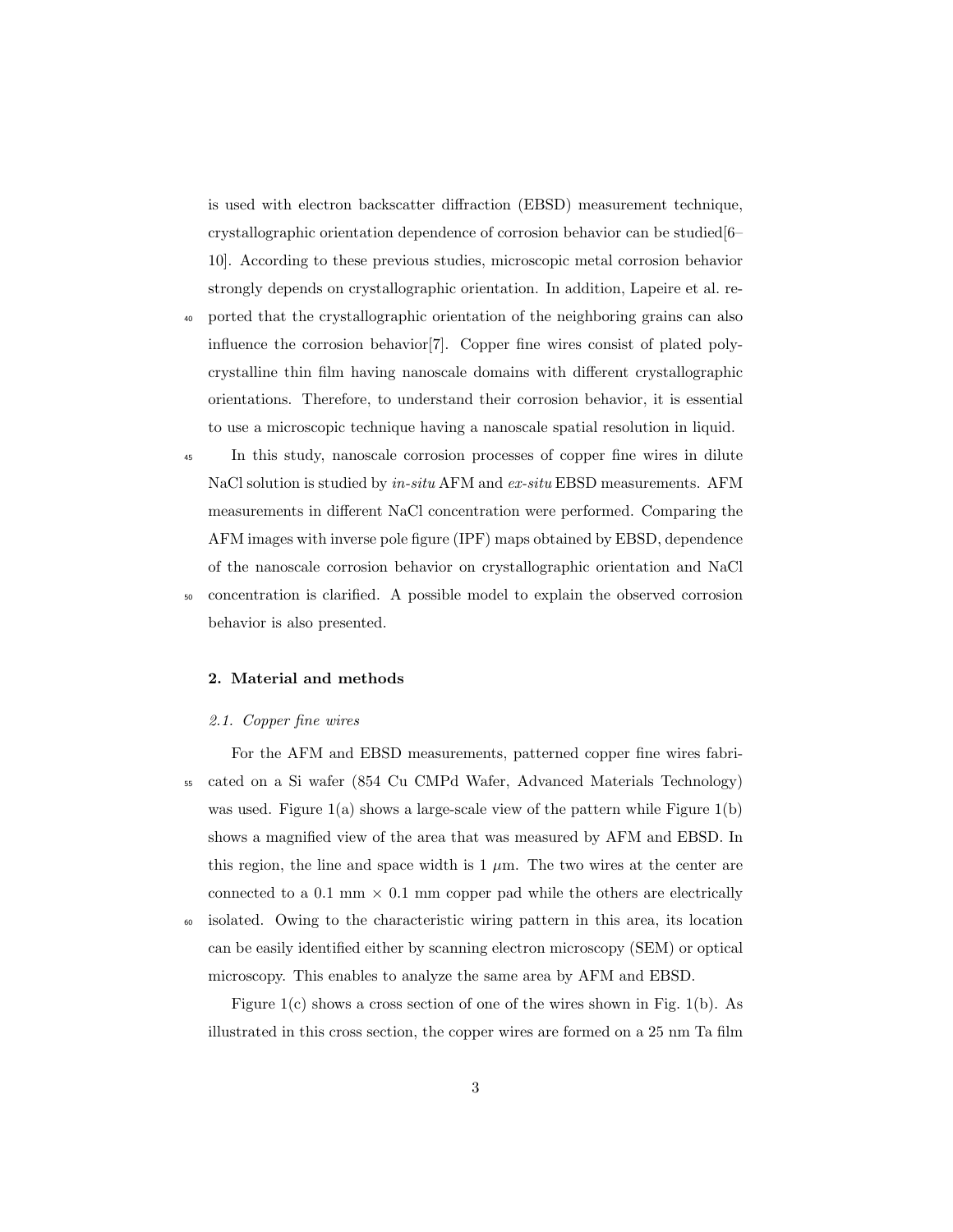is used with electron backscatter diffraction (EBSD) measurement technique, crystallographic orientation dependence of corrosion behavior can be studied[6–10]. According to these previous studies, microscopic metal corrosion behavior strongly depends on crystallographic orientation. In addition, Lapeire et al. reported that the crystallographic orientation of the neighboring grains can also influence the corrosion behavior[7]. Copper fine wires consist of plated polycrystalline thin film having nanoscale domains with different crystallographic orientations. Therefore, to understand their corrosion behavior, it is essential to use a microscopic technique having a nanoscale spatial resolution in liquid.

In this study, nanoscale corrosion processes of copper fine wires in dilute NaCl solution is studied by *in-situ* AFM and *ex-situ* EBSD measurements. AFM measurements in different NaCl concentration were performed. Comparing the AFM images with inverse pole figure (IPF) maps obtained by EBSD, dependence of the nanoscale corrosion behavior on crystallographic orientation and NaCl concentration is clarified. A possible model to explain the observed corrosion behavior is also presented.

## 2. Material and methods

### 2.1. Copper fine wires

For the AFM and EBSD measurements, patterned copper fine wires fabricated on a Si wafer (854 Cu CMPd Wafer, Advanced Materials Technology) was used. Figure 1(a) shows a large-scale view of the pattern while Figure 1(b) shows a magnified view of the area that was measured by AFM and EBSD. In this region, the line and space width is 1 $\mu$m. The two wires at the center are connected to a 0.1 mm $\times$ 0.1 mm copper pad while the others are electrically isolated. Owing to the characteristic wiring pattern in this area, its location can be easily identified either by scanning electron microscopy (SEM) or optical microscopy. This enables to analyze the same area by AFM and EBSD.

Figure 1(c) shows a cross section of one of the wires shown in Fig. 1(b). As illustrated in this cross section, the copper wires are formed on a 25 nm Ta film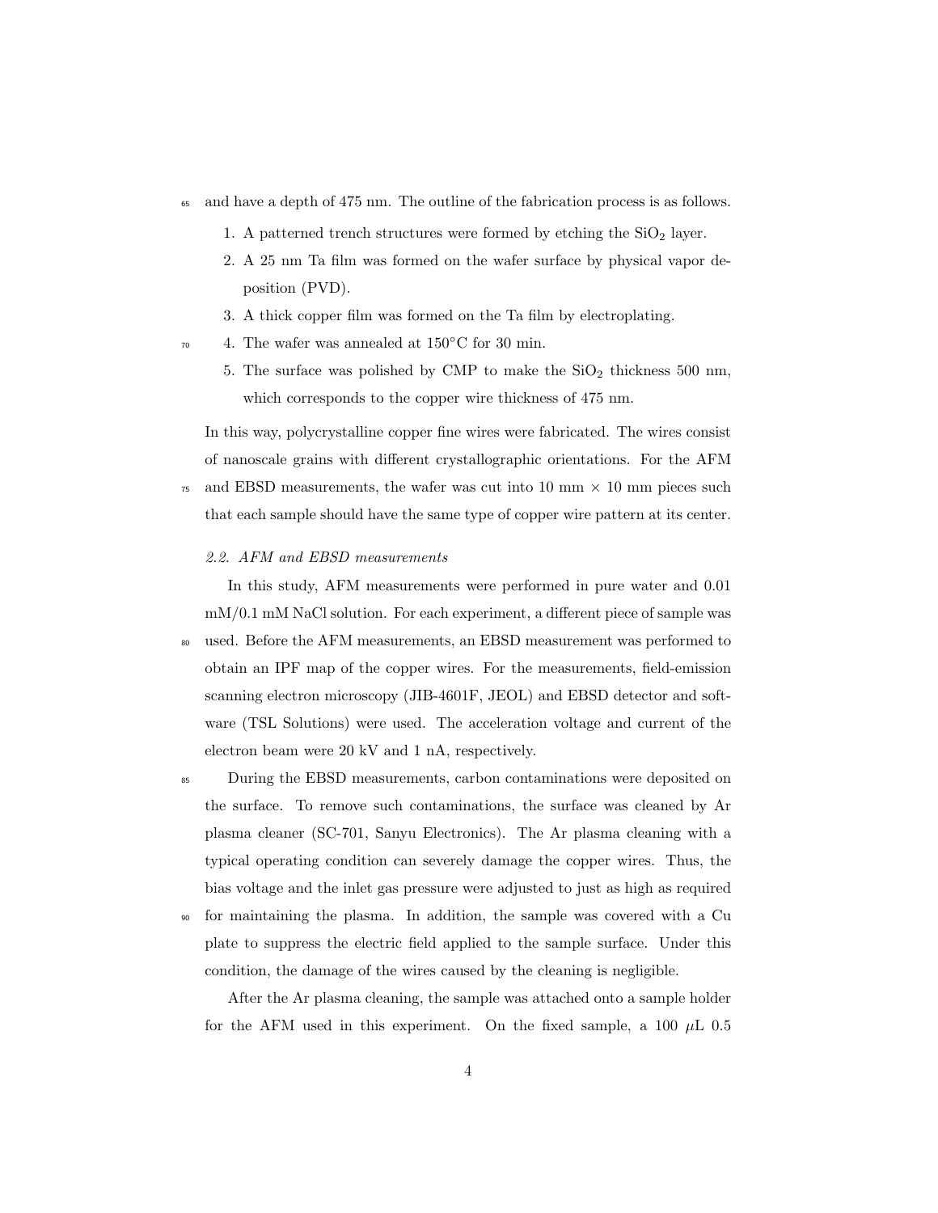and have a depth of 475 nm. The outline of the fabrication process is as follows.

1. A patterned trench structures were formed by etching the $SiO_2$ layer.
2. A 25 nm Ta film was formed on the wafer surface by physical vapor deposition (PVD).
3. A thick copper film was formed on the Ta film by electroplating.
4. The wafer was annealed at 150°C for 30 min.
5. The surface was polished by CMP to make the $SiO_2$ thickness 500 nm, which corresponds to the copper wire thickness of 475 nm.

In this way, polycrystalline copper fine wires were fabricated. The wires consist of nanoscale grains with different crystallographic orientations. For the AFM and EBSD measurements, the wafer was cut into 10 mm × 10 mm pieces such that each sample should have the same type of copper wire pattern at its center.

### *2.2. AFM and EBSD measurements*

In this study, AFM measurements were performed in pure water and 0.01 mM/0.1 mM NaCl solution. For each experiment, a different piece of sample was used. Before the AFM measurements, an EBSD measurement was performed to obtain an IPF map of the copper wires. For the measurements, field-emission scanning electron microscopy (JIB-4601F, JEOL) and EBSD detector and software (TSL Solutions) were used. The acceleration voltage and current of the electron beam were 20 kV and 1 nA, respectively.

During the EBSD measurements, carbon contaminations were deposited on the surface. To remove such contaminations, the surface was cleaned by Ar plasma cleaner (SC-701, Sanyu Electronics). The Ar plasma cleaning with a typical operating condition can severely damage the copper wires. Thus, the bias voltage and the inlet gas pressure were adjusted to just as high as required for maintaining the plasma. In addition, the sample was covered with a Cu plate to suppress the electric field applied to the sample surface. Under this condition, the damage of the wires caused by the cleaning is negligible.

After the Ar plasma cleaning, the sample was attached onto a sample holder for the AFM used in this experiment. On the fixed sample, a 100 $\mu$L 0.5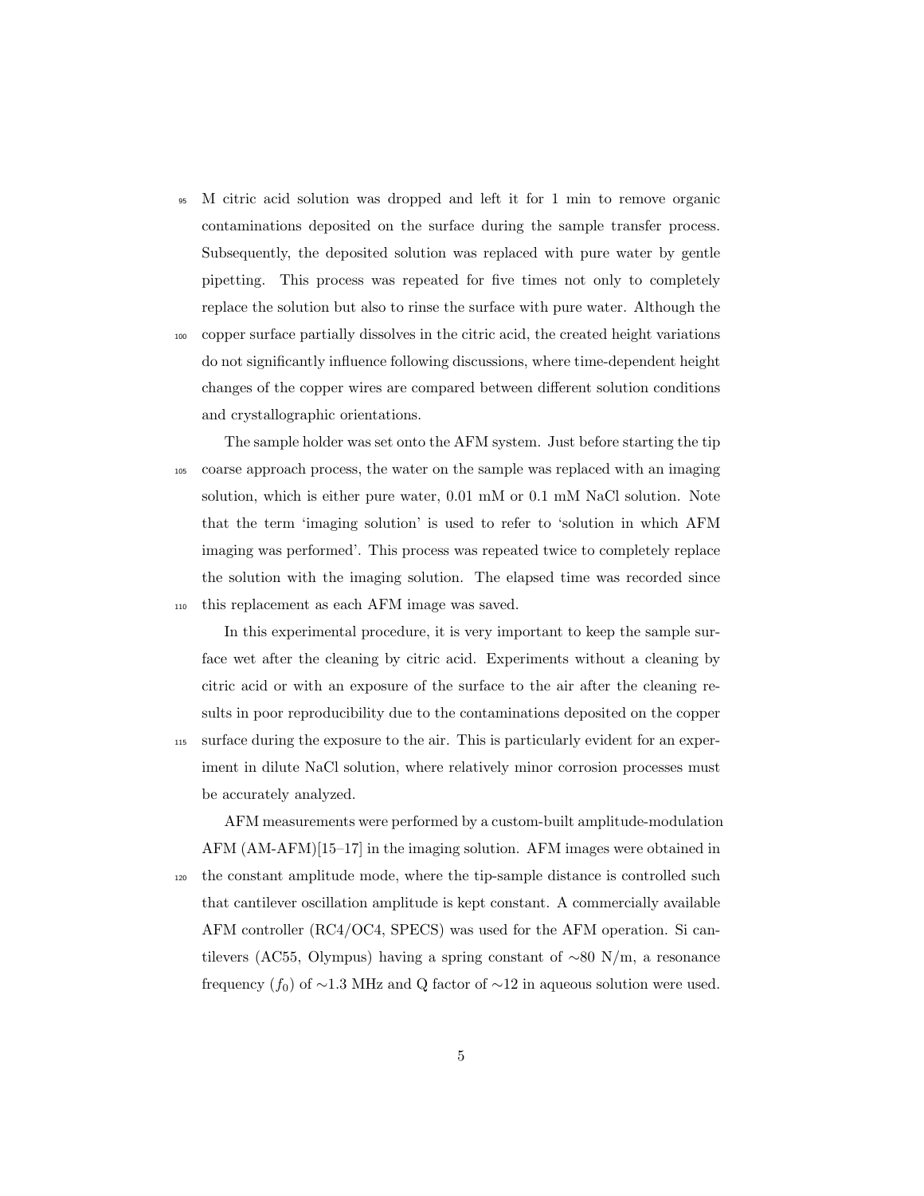M citric acid solution was dropped and left it for 1 min to remove organic contaminations deposited on the surface during the sample transfer process. Subsequently, the deposited solution was replaced with pure water by gentle pipetting. This process was repeated for five times not only to completely replace the solution but also to rinse the surface with pure water. Although the copper surface partially dissolves in the citric acid, the created height variations do not significantly influence following discussions, where time-dependent height changes of the copper wires are compared between different solution conditions and crystallographic orientations.

The sample holder was set onto the AFM system. Just before starting the tip coarse approach process, the water on the sample was replaced with an imaging solution, which is either pure water, 0.01 mM or 0.1 mM NaCl solution. Note that the term 'imaging solution' is used to refer to 'solution in which AFM imaging was performed'. This process was repeated twice to completely replace the solution with the imaging solution. The elapsed time was recorded since this replacement as each AFM image was saved.

In this experimental procedure, it is very important to keep the sample surface wet after the cleaning by citric acid. Experiments without a cleaning by citric acid or with an exposure of the surface to the air after the cleaning results in poor reproducibility due to the contaminations deposited on the copper surface during the exposure to the air. This is particularly evident for an experiment in dilute NaCl solution, where relatively minor corrosion processes must be accurately analyzed.

AFM measurements were performed by a custom-built amplitude-modulation AFM (AM-AFM)[15–17] in the imaging solution. AFM images were obtained in the constant amplitude mode, where the tip-sample distance is controlled such that cantilever oscillation amplitude is kept constant. A commercially available AFM controller (RC4/OC4, SPECS) was used for the AFM operation. Si cantilevers (AC55, Olympus) having a spring constant of ∼80 N/m, a resonance frequency ($f_0$) of ∼1.3 MHz and Q factor of ∼12 in aqueous solution were used.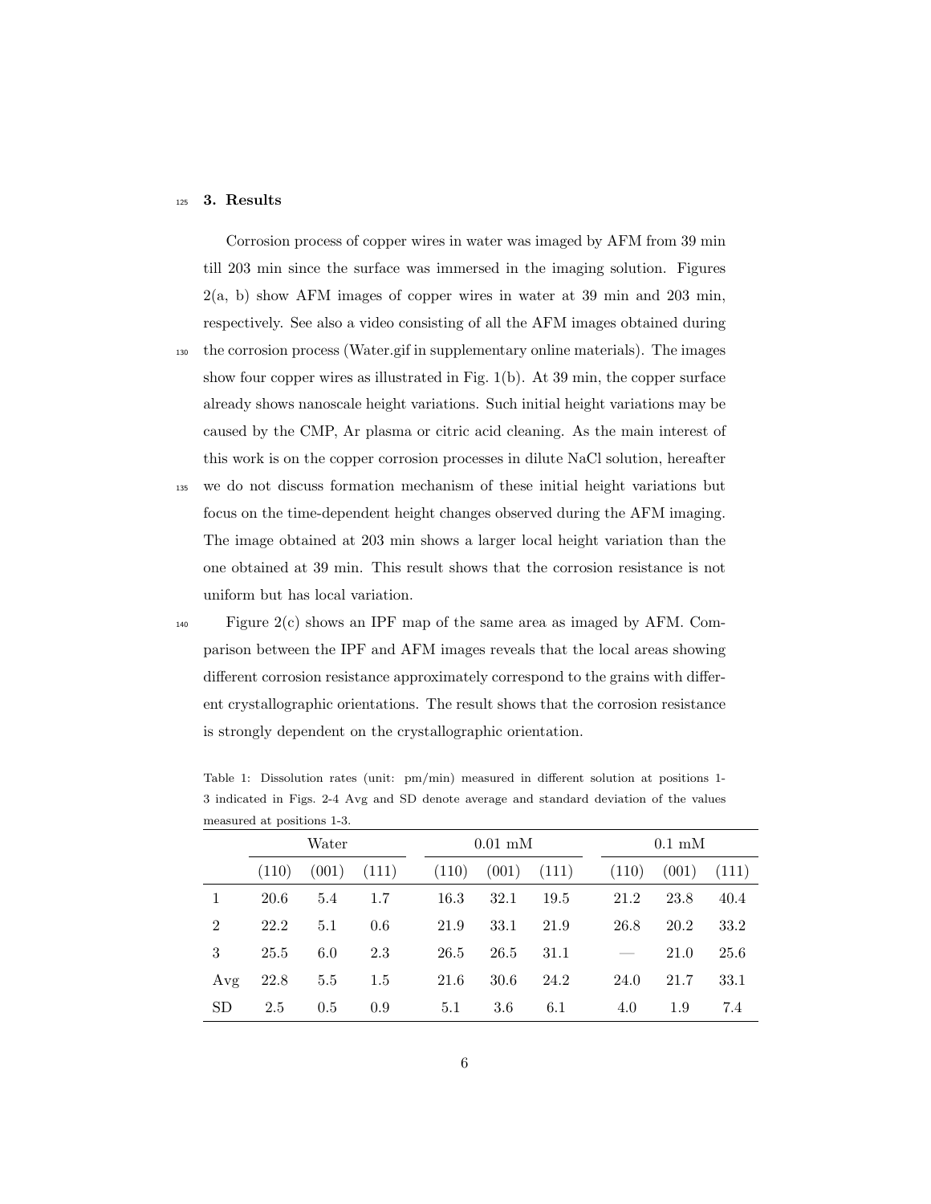## 3. Results

Corrosion process of copper wires in water was imaged by AFM from 39 min till 203 min since the surface was immersed in the imaging solution. Figures 2(a, b) show AFM images of copper wires in water at 39 min and 203 min, respectively. See also a video consisting of all the AFM images obtained during the corrosion process (Water.gif in supplementary online materials). The images show four copper wires as illustrated in Fig. 1(b). At 39 min, the copper surface already shows nanoscale height variations. Such initial height variations may be caused by the CMP, Ar plasma or citric acid cleaning. As the main interest of this work is on the copper corrosion processes in dilute NaCl solution, hereafter we do not discuss formation mechanism of these initial height variations but focus on the time-dependent height changes observed during the AFM imaging. The image obtained at 203 min shows a larger local height variation than the one obtained at 39 min. This result shows that the corrosion resistance is not uniform but has local variation.

Figure 2(c) shows an IPF map of the same area as imaged by AFM. Comparison between the IPF and AFM images reveals that the local areas showing different corrosion resistance approximately correspond to the grains with different crystallographic orientations. The result shows that the corrosion resistance is strongly dependent on the crystallographic orientation.

Table 1: Dissolution rates (unit: pm/min) measured in different solution at positions 1-3 indicated in Figs. 2-4 Avg and SD denote average and standard deviation of the values measured at positions 1-3.

| | Water | | | 0.01 mM | | | 0.1 mM | | |
|---|---|---|---|---|---|---|---|---|---|
| | (110) | (001) | (111) | (110) | (001) | (111) | (110) | (001) | (111) |
| 1 | 20.6 | 5.4 | 1.7 | 16.3 | 32.1 | 19.5 | 21.2 | 23.8 | 40.4 |
| 2 | 22.2 | 5.1 | 0.6 | 21.9 | 33.1 | 21.9 | 26.8 | 20.2 | 33.2 |
| 3 | 25.5 | 6.0 | 2.3 | 26.5 | 26.5 | 31.1 | — | 21.0 | 25.6 |
| Avg | 22.8 | 5.5 | 1.5 | 21.6 | 30.6 | 24.2 | 24.0 | 21.7 | 33.1 |
| SD | 2.5 | 0.5 | 0.9 | 5.1 | 3.6 | 6.1 | 4.0 | 1.9 | 7.4 |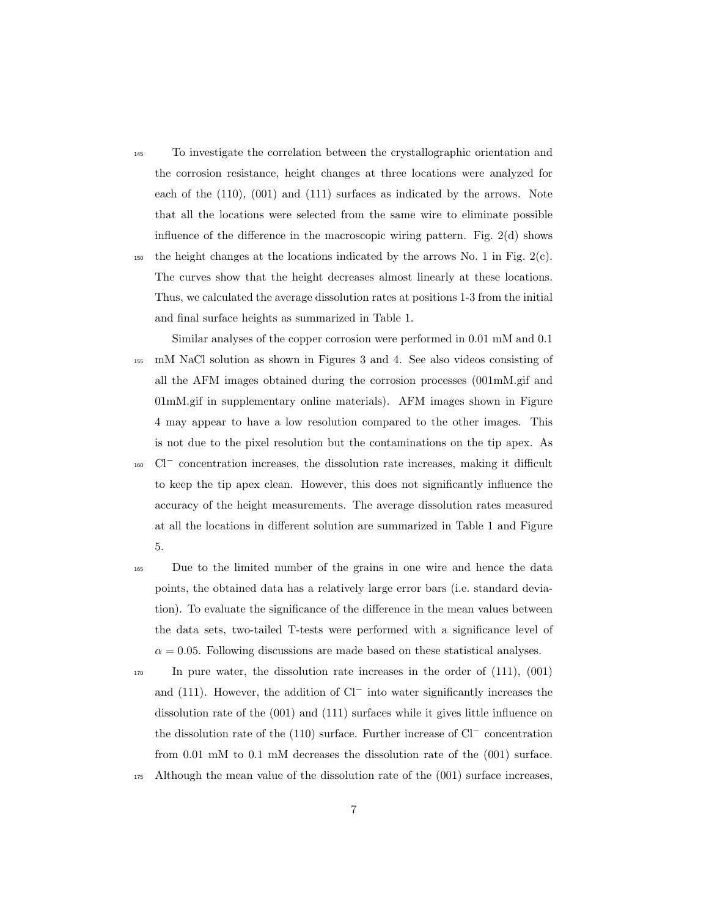To investigate the correlation between the crystallographic orientation and the corrosion resistance, height changes at three locations were analyzed for each of the (110), (001) and (111) surfaces as indicated by the arrows. Note that all the locations were selected from the same wire to eliminate possible influence of the difference in the macroscopic wiring pattern. Fig. 2(d) shows the height changes at the locations indicated by the arrows No. 1 in Fig. 2(c). The curves show that the height decreases almost linearly at these locations. Thus, we calculated the average dissolution rates at positions 1-3 from the initial and final surface heights as summarized in Table 1.

Similar analyses of the copper corrosion were performed in 0.01 mM and 0.1 mM NaCl solution as shown in Figures 3 and 4. See also videos consisting of all the AFM images obtained during the corrosion processes (001mM.gif and 01mM.gif in supplementary online materials). AFM images shown in Figure 4 may appear to have a low resolution compared to the other images. This is not due to the pixel resolution but the contaminations on the tip apex. As $Cl^-$ concentration increases, the dissolution rate increases, making it difficult to keep the tip apex clean. However, this does not significantly influence the accuracy of the height measurements. The average dissolution rates measured at all the locations in different solution are summarized in Table 1 and Figure 5.

Due to the limited number of the grains in one wire and hence the data points, the obtained data has a relatively large error bars (i.e. standard deviation). To evaluate the significance of the difference in the mean values between the data sets, two-tailed T-tests were performed with a significance level of $\alpha = 0.05$. Following discussions are made based on these statistical analyses.

In pure water, the dissolution rate increases in the order of (111), (001) and (111). However, the addition of $Cl^-$ into water significantly increases the dissolution rate of the (001) and (111) surfaces while it gives little influence on the dissolution rate of the (110) surface. Further increase of $Cl^-$ concentration from 0.01 mM to 0.1 mM decreases the dissolution rate of the (001) surface. Although the mean value of the dissolution rate of the (001) surface increases,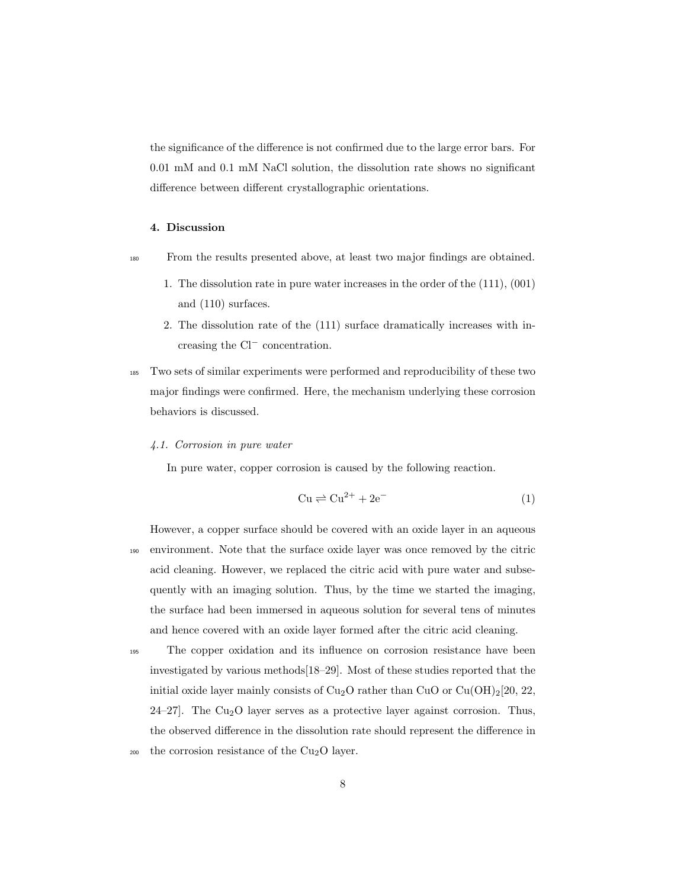the significance of the difference is not confirmed due to the large error bars. For 0.01 mM and 0.1 mM NaCl solution, the dissolution rate shows no significant difference between different crystallographic orientations.

## 4. Discussion

From the results presented above, at least two major findings are obtained.

1. The dissolution rate in pure water increases in the order of the (111), (001) and (110) surfaces.
2. The dissolution rate of the (111) surface dramatically increases with increasing the $Cl^-$ concentration.

Two sets of similar experiments were performed and reproducibility of these two major findings were confirmed. Here, the mechanism underlying these corrosion behaviors is discussed.

### *4.1. Corrosion in pure water*

In pure water, copper corrosion is caused by the following reaction.

$$Cu \rightleftharpoons Cu^{2+} + 2e^- \tag{1}$$

However, a copper surface should be covered with an oxide layer in an aqueous environment. Note that the surface oxide layer was once removed by the citric acid cleaning. However, we replaced the citric acid with pure water and subsequently with an imaging solution. Thus, by the time we started the imaging, the surface had been immersed in aqueous solution for several tens of minutes and hence covered with an oxide layer formed after the citric acid cleaning.

The copper oxidation and its influence on corrosion resistance have been investigated by various methods[18–29]. Most of these studies reported that the initial oxide layer mainly consists of $Cu_2O$ rather than $CuO$ or $Cu(OH)_2$[20, 22, 24–27]. The $Cu_2O$ layer serves as a protective layer against corrosion. Thus, the observed difference in the dissolution rate should represent the difference in the corrosion resistance of the $Cu_2O$ layer.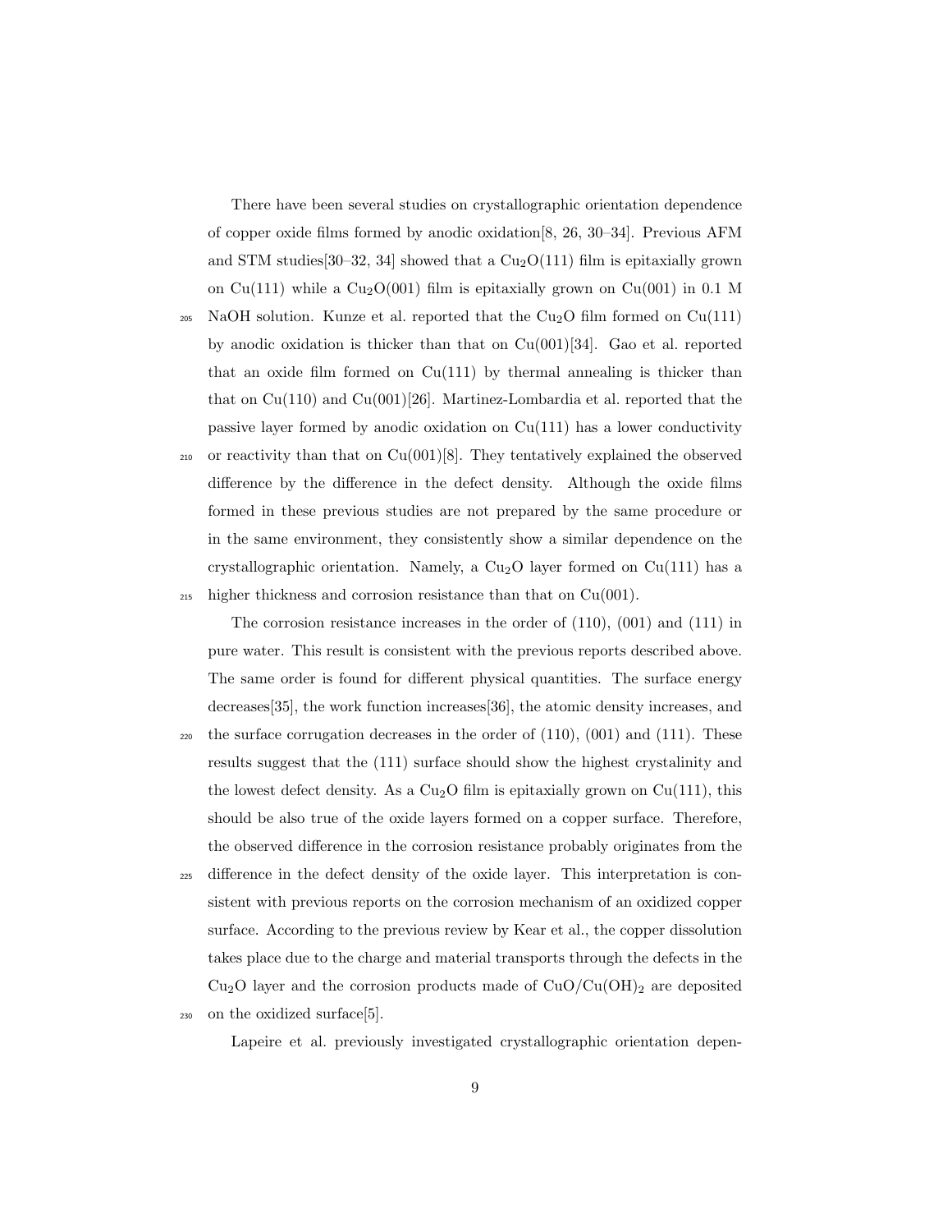There have been several studies on crystallographic orientation dependence of copper oxide films formed by anodic oxidation[8, 26, 30–34]. Previous AFM and STM studies[30–32, 34] showed that a $Cu_2O(111)$ film is epitaxially grown on Cu(111) while a $Cu_2O(001)$ film is epitaxially grown on Cu(001) in 0.1 M NaOH solution. Kunze et al. reported that the $Cu_2O$ film formed on Cu(111) by anodic oxidation is thicker than that on Cu(001)[34]. Gao et al. reported that an oxide film formed on Cu(111) by thermal annealing is thicker than that on Cu(110) and Cu(001)[26]. Martinez-Lombardia et al. reported that the passive layer formed by anodic oxidation on Cu(111) has a lower conductivity or reactivity than that on Cu(001)[8]. They tentatively explained the observed difference by the difference in the defect density. Although the oxide films formed in these previous studies are not prepared by the same procedure or in the same environment, they consistently show a similar dependence on the crystallographic orientation. Namely, a $Cu_2O$ layer formed on Cu(111) has a higher thickness and corrosion resistance than that on Cu(001).

The corrosion resistance increases in the order of (110), (001) and (111) in pure water. This result is consistent with the previous reports described above. The same order is found for different physical quantities. The surface energy decreases[35], the work function increases[36], the atomic density increases, and the surface corrugation decreases in the order of (110), (001) and (111). These results suggest that the (111) surface should show the highest crystalinity and the lowest defect density. As a $Cu_2O$ film is epitaxially grown on Cu(111), this should be also true of the oxide layers formed on a copper surface. Therefore, the observed difference in the corrosion resistance probably originates from the difference in the defect density of the oxide layer. This interpretation is consistent with previous reports on the corrosion mechanism of an oxidized copper surface. According to the previous review by Kear et al., the copper dissolution takes place due to the charge and material transports through the defects in the $Cu_2O$ layer and the corrosion products made of $CuO/Cu(OH)_2$ are deposited on the oxidized surface[5].

Lapeire et al. previously investigated crystallographic orientation depen-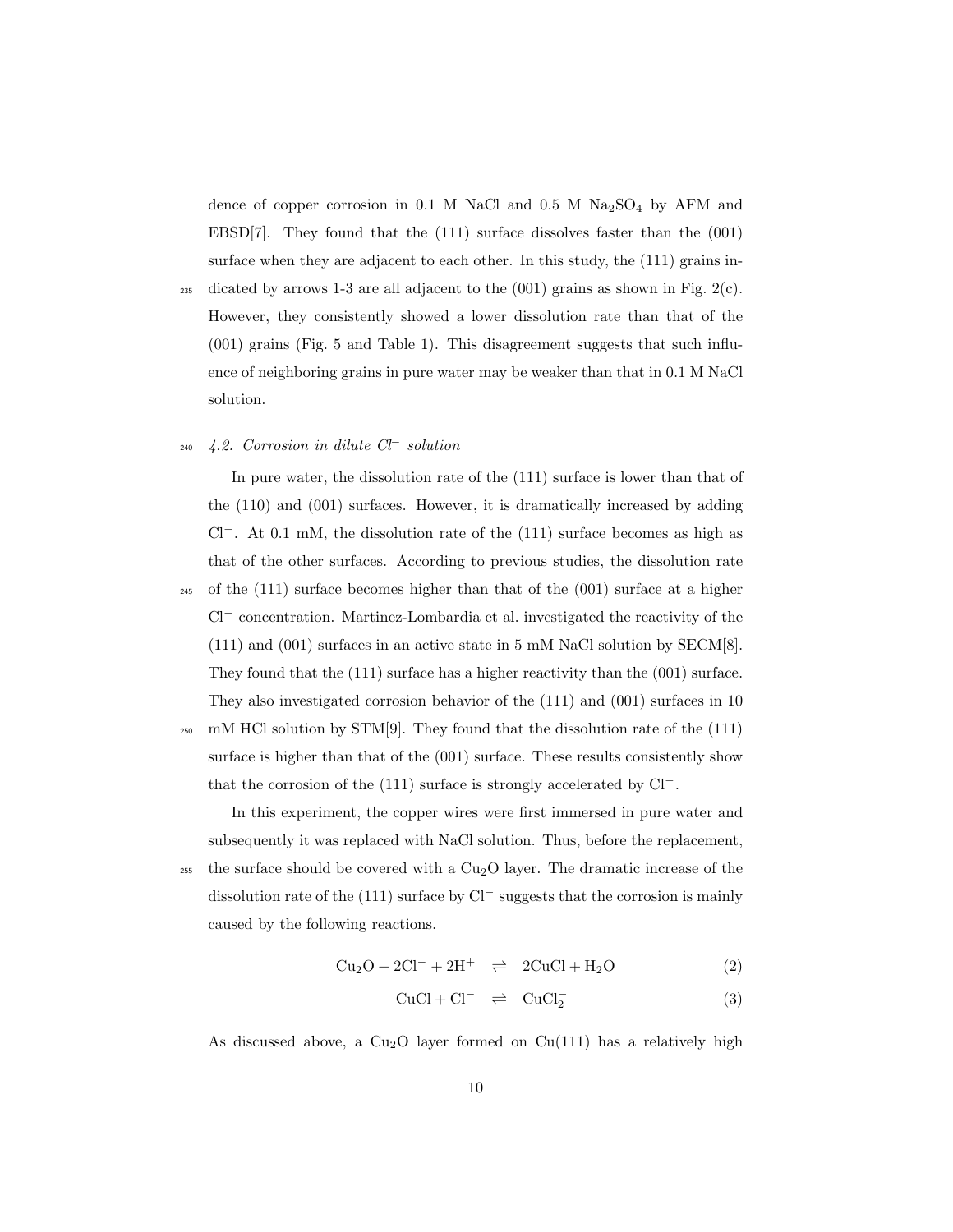dence of copper corrosion in 0.1 M NaCl and 0.5 M $Na_2SO_4$ by AFM and EBSD[7]. They found that the (111) surface dissolves faster than the (001) surface when they are adjacent to each other. In this study, the (111) grains indicated by arrows 1-3 are all adjacent to the (001) grains as shown in Fig. 2(c). However, they consistently showed a lower dissolution rate than that of the (001) grains (Fig. 5 and Table 1). This disagreement suggests that such influence of neighboring grains in pure water may be weaker than that in 0.1 M NaCl solution.

### *4.2. Corrosion in dilute $Cl^-$ solution*

In pure water, the dissolution rate of the (111) surface is lower than that of the (110) and (001) surfaces. However, it is dramatically increased by adding $Cl^-$. At 0.1 mM, the dissolution rate of the (111) surface becomes as high as that of the other surfaces. According to previous studies, the dissolution rate of the (111) surface becomes higher than that of the (001) surface at a higher $Cl^-$ concentration. Martinez-Lombardia et al. investigated the reactivity of the (111) and (001) surfaces in an active state in 5 mM NaCl solution by SECM[8]. They found that the (111) surface has a higher reactivity than the (001) surface. They also investigated corrosion behavior of the (111) and (001) surfaces in 10 mM HCl solution by STM[9]. They found that the dissolution rate of the (111) surface is higher than that of the (001) surface. These results consistently show that the corrosion of the (111) surface is strongly accelerated by $Cl^-$.

In this experiment, the copper wires were first immersed in pure water and subsequently it was replaced with NaCl solution. Thus, before the replacement, the surface should be covered with a $Cu_2O$ layer. The dramatic increase of the dissolution rate of the (111) surface by $Cl^-$ suggests that the corrosion is mainly caused by the following reactions.

$$Cu_2O + 2Cl^- + 2H^+ \rightleftharpoons 2CuCl + H_2O \tag{2}$$

$$CuCl + Cl^- \rightleftharpoons CuCl_2^- \tag{3}$$

As discussed above, a $Cu_2O$ layer formed on Cu(111) has a relatively high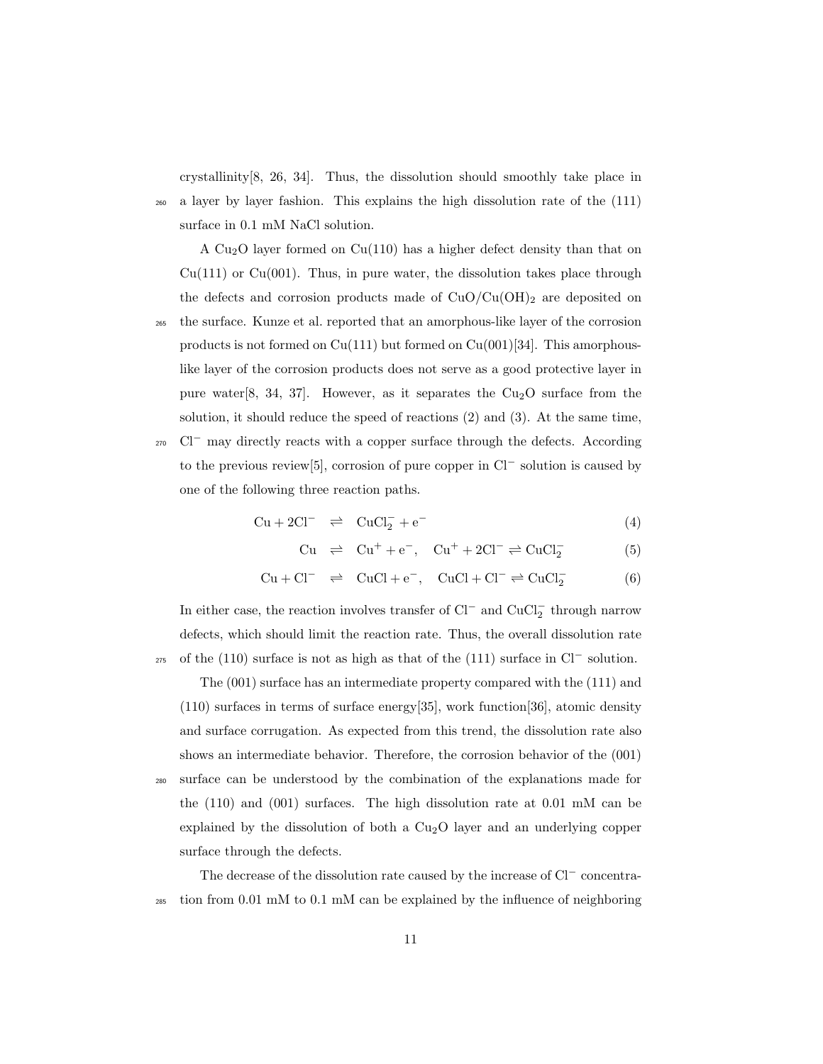crystallinity[8, 26, 34]. Thus, the dissolution should smoothly take place in a layer by layer fashion. This explains the high dissolution rate of the (111) surface in 0.1 mM NaCl solution.

A $Cu_2O$ layer formed on Cu(110) has a higher defect density than that on Cu(111) or Cu(001). Thus, in pure water, the dissolution takes place through the defects and corrosion products made of $CuO/Cu(OH)_2$ are deposited on the surface. Kunze et al. reported that an amorphous-like layer of the corrosion products is not formed on Cu(111) but formed on Cu(001)[34]. This amorphous-like layer of the corrosion products does not serve as a good protective layer in pure water[8, 34, 37]. However, as it separates the $Cu_2O$ surface from the solution, it should reduce the speed of reactions (2) and (3). At the same time, $Cl^-$ may directly reacts with a copper surface through the defects. According to the previous review[5], corrosion of pure copper in $Cl^-$ solution is caused by one of the following three reaction paths.

$$\mathrm{Cu} + 2\mathrm{Cl}^- \rightleftharpoons \mathrm{CuCl}_2^- + \mathrm{e}^- \tag{4}$$

$$\mathrm{Cu} \rightleftharpoons \mathrm{Cu}^+ + \mathrm{e}^-, \quad \mathrm{Cu}^+ + 2\mathrm{Cl}^- \rightleftharpoons \mathrm{CuCl}_2^- \tag{5}$$

$$\mathrm{Cu} + \mathrm{Cl}^- \rightleftharpoons \mathrm{CuCl} + \mathrm{e}^-, \quad \mathrm{CuCl} + \mathrm{Cl}^- \rightleftharpoons \mathrm{CuCl}_2^- \tag{6}$$

In either case, the reaction involves transfer of $Cl^-$ and $CuCl_2^-$ through narrow defects, which should limit the reaction rate. Thus, the overall dissolution rate of the (110) surface is not as high as that of the (111) surface in $Cl^-$ solution.

The (001) surface has an intermediate property compared with the (111) and (110) surfaces in terms of surface energy[35], work function[36], atomic density and surface corrugation. As expected from this trend, the dissolution rate also shows an intermediate behavior. Therefore, the corrosion behavior of the (001) surface can be understood by the combination of the explanations made for the (110) and (001) surfaces. The high dissolution rate at 0.01 mM can be explained by the dissolution of both a $Cu_2O$ layer and an underlying copper surface through the defects.

The decrease of the dissolution rate caused by the increase of $Cl^-$ concentration from 0.01 mM to 0.1 mM can be explained by the influence of neighboring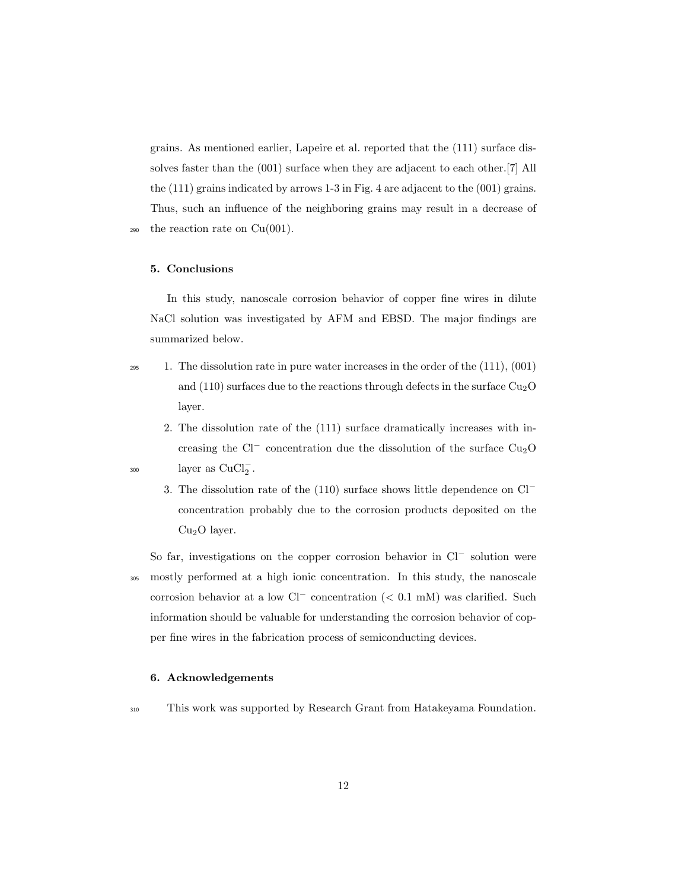grains. As mentioned earlier, Lapeire et al. reported that the (111) surface dissolves faster than the (001) surface when they are adjacent to each other.[7] All the (111) grains indicated by arrows 1-3 in Fig. 4 are adjacent to the (001) grains. Thus, such an influence of the neighboring grains may result in a decrease of the reaction rate on Cu(001).

## 5. Conclusions

In this study, nanoscale corrosion behavior of copper fine wires in dilute NaCl solution was investigated by AFM and EBSD. The major findings are summarized below.

1. The dissolution rate in pure water increases in the order of the (111), (001) and (110) surfaces due to the reactions through defects in the surface $Cu_2O$ layer.
2. The dissolution rate of the (111) surface dramatically increases with increasing the $Cl^-$ concentration due the dissolution of the surface $Cu_2O$ layer as $CuCl_2^-$.
3. The dissolution rate of the (110) surface shows little dependence on $Cl^-$ concentration probably due to the corrosion products deposited on the $Cu_2O$ layer.

So far, investigations on the copper corrosion behavior in $Cl^-$ solution were mostly performed at a high ionic concentration. In this study, the nanoscale corrosion behavior at a low $Cl^-$ concentration ($< 0.1$ mM) was clarified. Such information should be valuable for understanding the corrosion behavior of copper fine wires in the fabrication process of semiconducting devices.

## 6. Acknowledgements

This work was supported by Research Grant from Hatakeyama Foundation.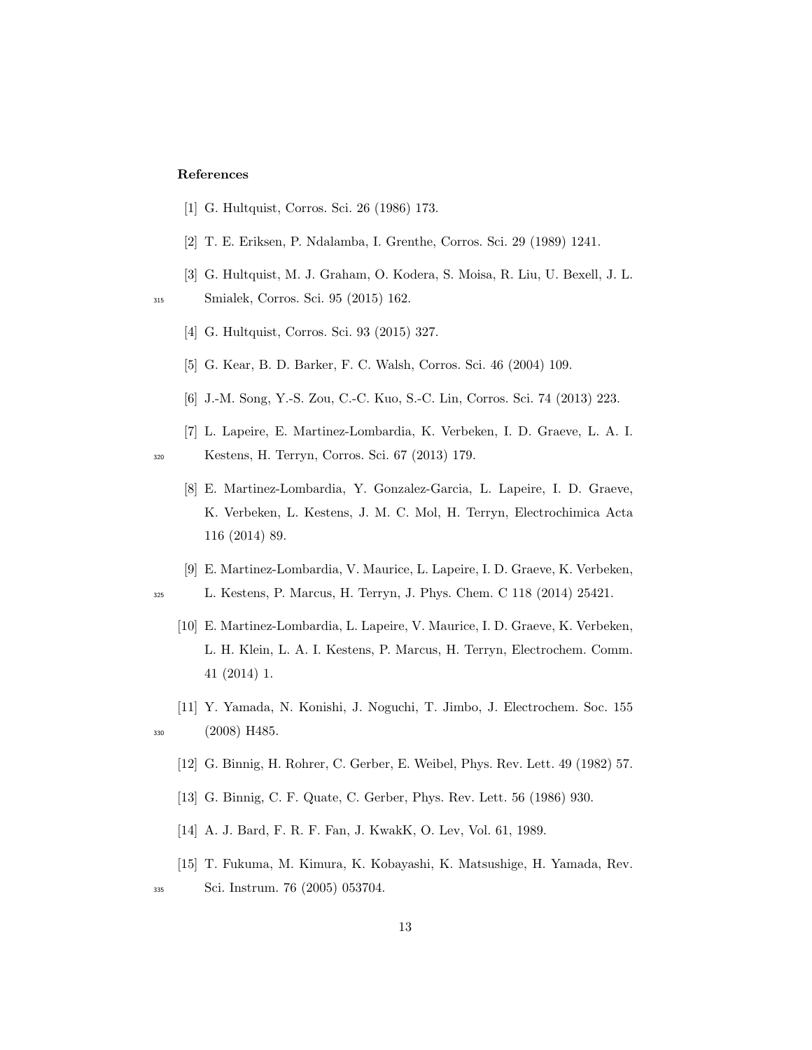## References

[1] G. Hultquist, Corros. Sci. 26 (1986) 173.

[2] T. E. Eriksen, P. Ndalamba, I. Grenthe, Corros. Sci. 29 (1989) 1241.

[3] G. Hultquist, M. J. Graham, O. Kodera, S. Moisa, R. Liu, U. Bexell, J. L. Smialek, Corros. Sci. 95 (2015) 162.

[4] G. Hultquist, Corros. Sci. 93 (2015) 327.

[5] G. Kear, B. D. Barker, F. C. Walsh, Corros. Sci. 46 (2004) 109.

[6] J.-M. Song, Y.-S. Zou, C.-C. Kuo, S.-C. Lin, Corros. Sci. 74 (2013) 223.

[7] L. Lapeire, E. Martinez-Lombardia, K. Verbeken, I. D. Graeve, L. A. I. Kestens, H. Terryn, Corros. Sci. 67 (2013) 179.

[8] E. Martinez-Lombardia, Y. Gonzalez-Garcia, L. Lapeire, I. D. Graeve, K. Verbeken, L. Kestens, J. M. C. Mol, H. Terryn, Electrochimica Acta 116 (2014) 89.

[9] E. Martinez-Lombardia, V. Maurice, L. Lapeire, I. D. Graeve, K. Verbeken, L. Kestens, P. Marcus, H. Terryn, J. Phys. Chem. C 118 (2014) 25421.

[10] E. Martinez-Lombardia, L. Lapeire, V. Maurice, I. D. Graeve, K. Verbeken, L. H. Klein, L. A. I. Kestens, P. Marcus, H. Terryn, Electrochem. Comm. 41 (2014) 1.

[11] Y. Yamada, N. Konishi, J. Noguchi, T. Jimbo, J. Electrochem. Soc. 155 (2008) H485.

[12] G. Binnig, H. Rohrer, C. Gerber, E. Weibel, Phys. Rev. Lett. 49 (1982) 57.

[13] G. Binnig, C. F. Quate, C. Gerber, Phys. Rev. Lett. 56 (1986) 930.

[14] A. J. Bard, F. R. F. Fan, J. KwakK, O. Lev, Vol. 61, 1989.

[15] T. Fukuma, M. Kimura, K. Kobayashi, K. Matsushige, H. Yamada, Rev. Sci. Instrum. 76 (2005) 053704.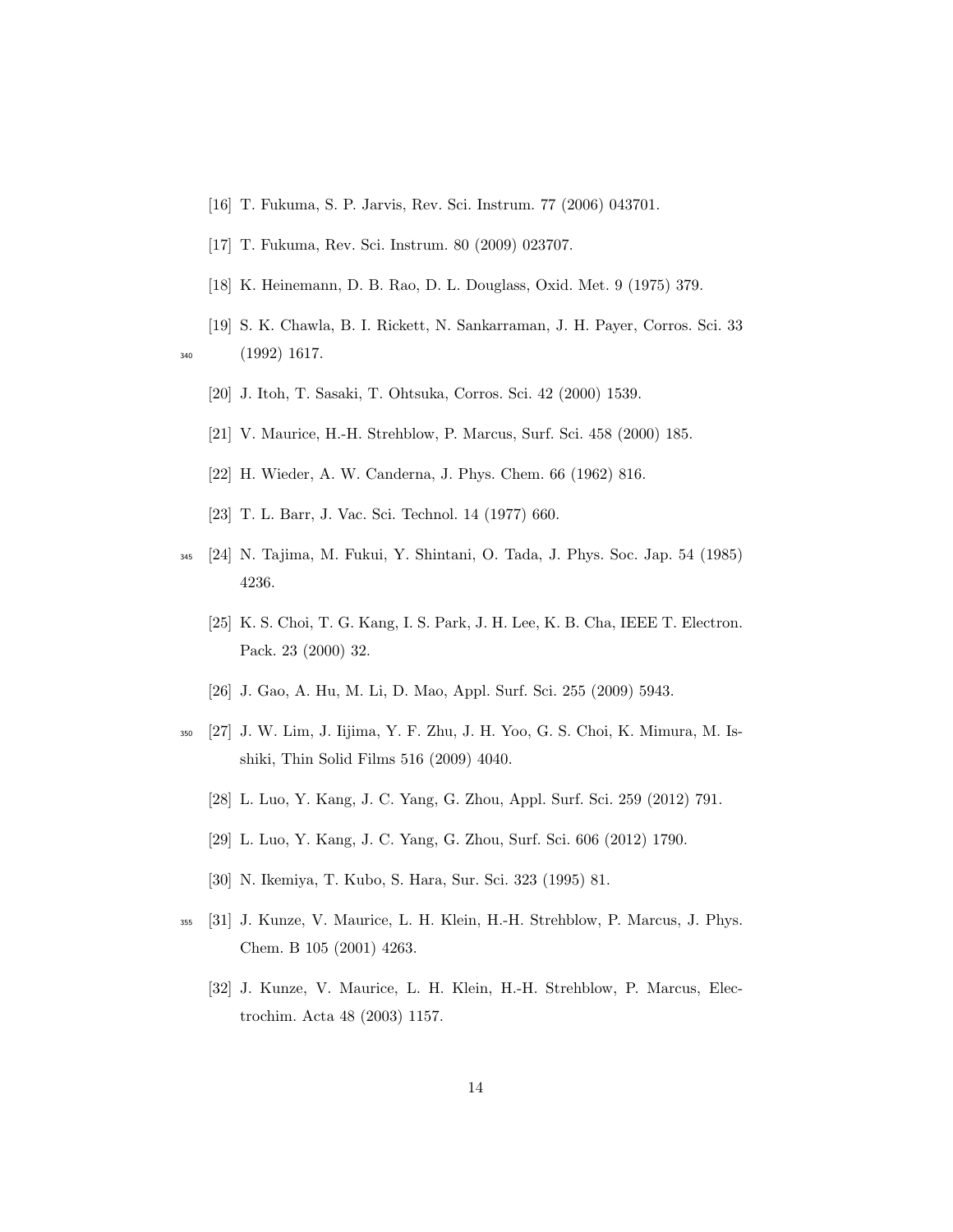[16] T. Fukuma, S. P. Jarvis, Rev. Sci. Instrum. 77 (2006) 043701.

[17] T. Fukuma, Rev. Sci. Instrum. 80 (2009) 023707.

[18] K. Heinemann, D. B. Rao, D. L. Douglass, Oxid. Met. 9 (1975) 379.

[19] S. K. Chawla, B. I. Rickett, N. Sankarraman, J. H. Payer, Corros. Sci. 33 (1992) 1617.

[20] J. Itoh, T. Sasaki, T. Ohtsuka, Corros. Sci. 42 (2000) 1539.

[21] V. Maurice, H.-H. Strehblow, P. Marcus, Surf. Sci. 458 (2000) 185.

[22] H. Wieder, A. W. Canderna, J. Phys. Chem. 66 (1962) 816.

[23] T. L. Barr, J. Vac. Sci. Technol. 14 (1977) 660.

[24] N. Tajima, M. Fukui, Y. Shintani, O. Tada, J. Phys. Soc. Jap. 54 (1985) 4236.

[25] K. S. Choi, T. G. Kang, I. S. Park, J. H. Lee, K. B. Cha, IEEE T. Electron. Pack. 23 (2000) 32.

[26] J. Gao, A. Hu, M. Li, D. Mao, Appl. Surf. Sci. 255 (2009) 5943.

[27] J. W. Lim, J. Iijima, Y. F. Zhu, J. H. Yoo, G. S. Choi, K. Mimura, M. Isshiki, Thin Solid Films 516 (2009) 4040.

[28] L. Luo, Y. Kang, J. C. Yang, G. Zhou, Appl. Surf. Sci. 259 (2012) 791.

[29] L. Luo, Y. Kang, J. C. Yang, G. Zhou, Surf. Sci. 606 (2012) 1790.

[30] N. Ikemiya, T. Kubo, S. Hara, Sur. Sci. 323 (1995) 81.

[31] J. Kunze, V. Maurice, L. H. Klein, H.-H. Strehblow, P. Marcus, J. Phys. Chem. B 105 (2001) 4263.

[32] J. Kunze, V. Maurice, L. H. Klein, H.-H. Strehblow, P. Marcus, Electrochim. Acta 48 (2003) 1157.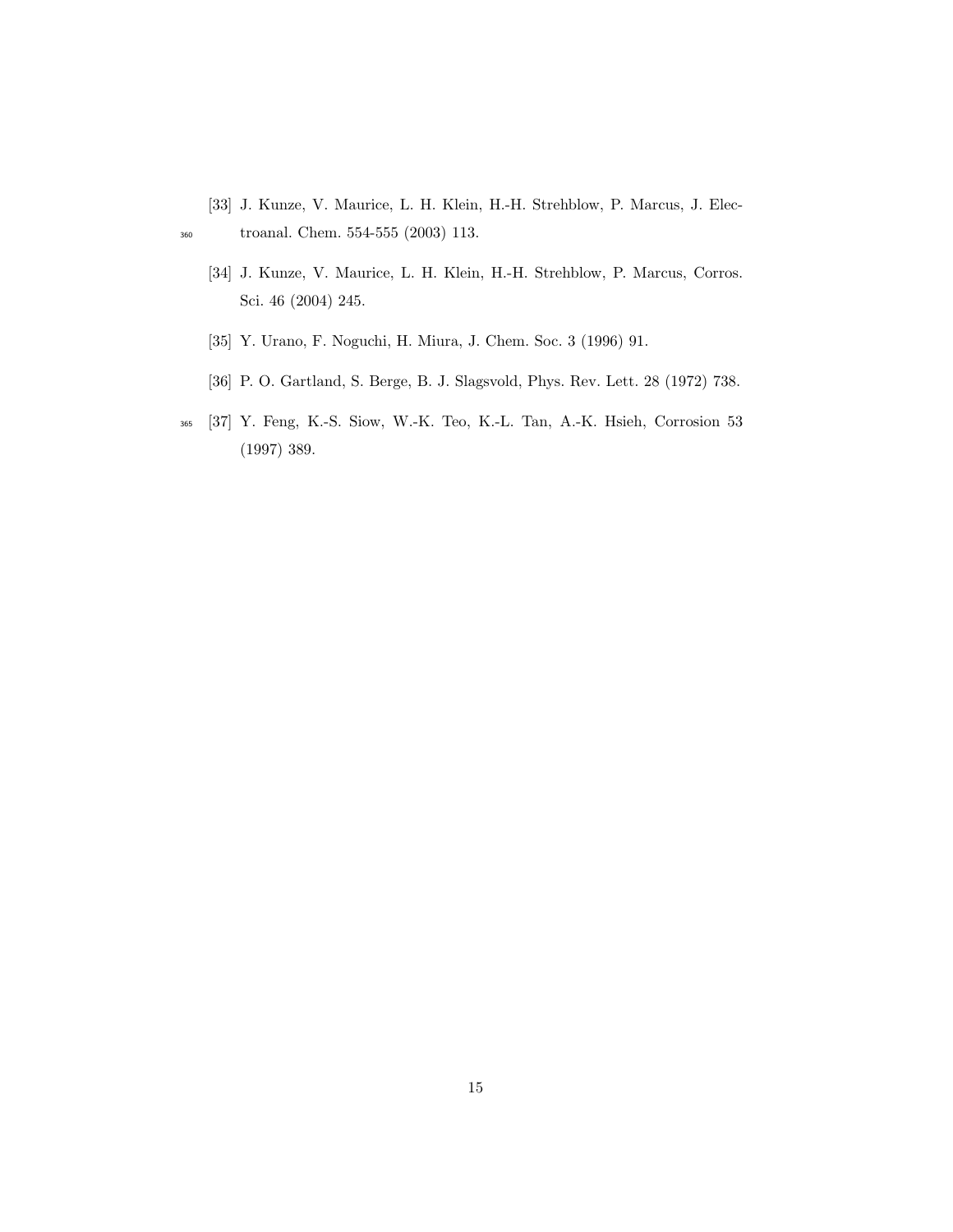[33] J. Kunze, V. Maurice, L. H. Klein, H.-H. Strehblow, P. Marcus, J. Electroanal. Chem. 554-555 (2003) 113.

[34] J. Kunze, V. Maurice, L. H. Klein, H.-H. Strehblow, P. Marcus, Corros. Sci. 46 (2004) 245.

[35] Y. Urano, F. Noguchi, H. Miura, J. Chem. Soc. 3 (1996) 91.

[36] P. O. Gartland, S. Berge, B. J. Slagsvold, Phys. Rev. Lett. 28 (1972) 738.

[37] Y. Feng, K.-S. Siow, W.-K. Teo, K.-L. Tan, A.-K. Hsieh, Corrosion 53 (1997) 389.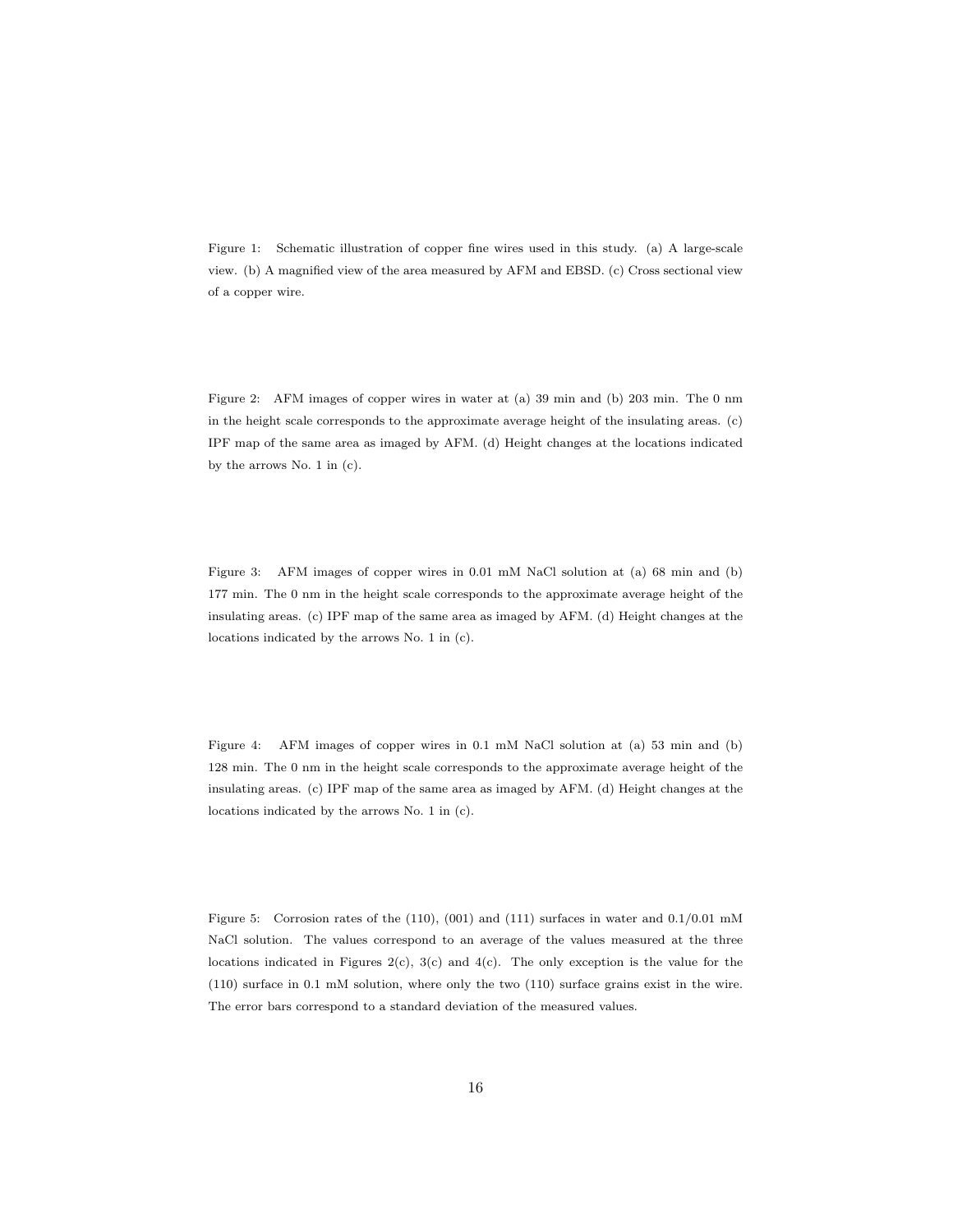Figure 1: Schematic illustration of copper fine wires used in this study. (a) A large-scale view. (b) A magnified view of the area measured by AFM and EBSD. (c) Cross sectional view of a copper wire.

Figure 2: AFM images of copper wires in water at (a) 39 min and (b) 203 min. The 0 nm in the height scale corresponds to the approximate average height of the insulating areas. (c) IPF map of the same area as imaged by AFM. (d) Height changes at the locations indicated by the arrows No. 1 in (c).

Figure 3: AFM images of copper wires in 0.01 mM NaCl solution at (a) 68 min and (b) 177 min. The 0 nm in the height scale corresponds to the approximate average height of the insulating areas. (c) IPF map of the same area as imaged by AFM. (d) Height changes at the locations indicated by the arrows No. 1 in (c).

Figure 4: AFM images of copper wires in 0.1 mM NaCl solution at (a) 53 min and (b) 128 min. The 0 nm in the height scale corresponds to the approximate average height of the insulating areas. (c) IPF map of the same area as imaged by AFM. (d) Height changes at the locations indicated by the arrows No. 1 in (c).

Figure 5: Corrosion rates of the (110), (001) and (111) surfaces in water and 0.1/0.01 mM NaCl solution. The values correspond to an average of the values measured at the three locations indicated in Figures 2(c), 3(c) and 4(c). The only exception is the value for the (110) surface in 0.1 mM solution, where only the two (110) surface grains exist in the wire. The error bars correspond to a standard deviation of the measured values.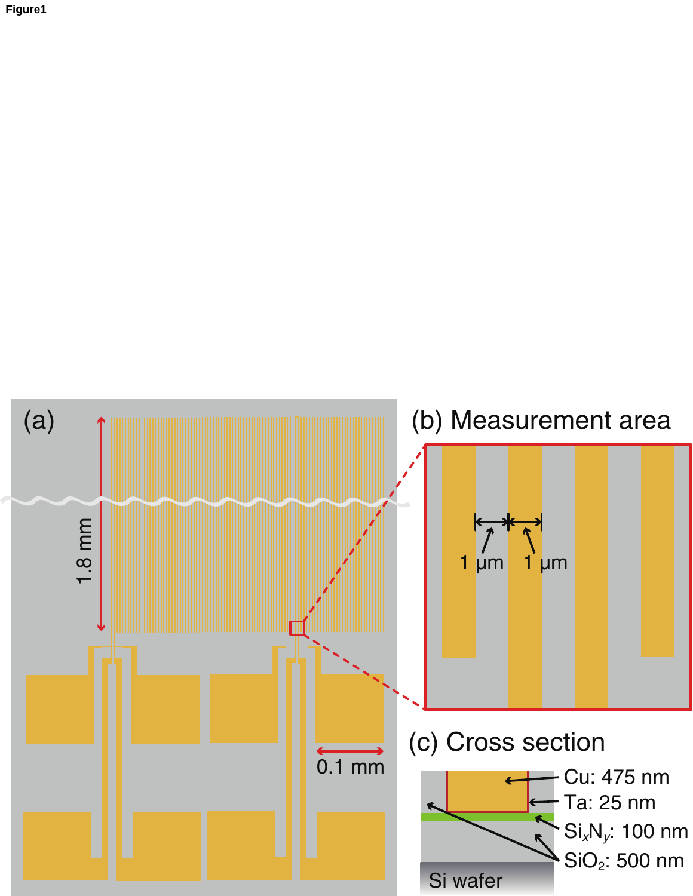Figure1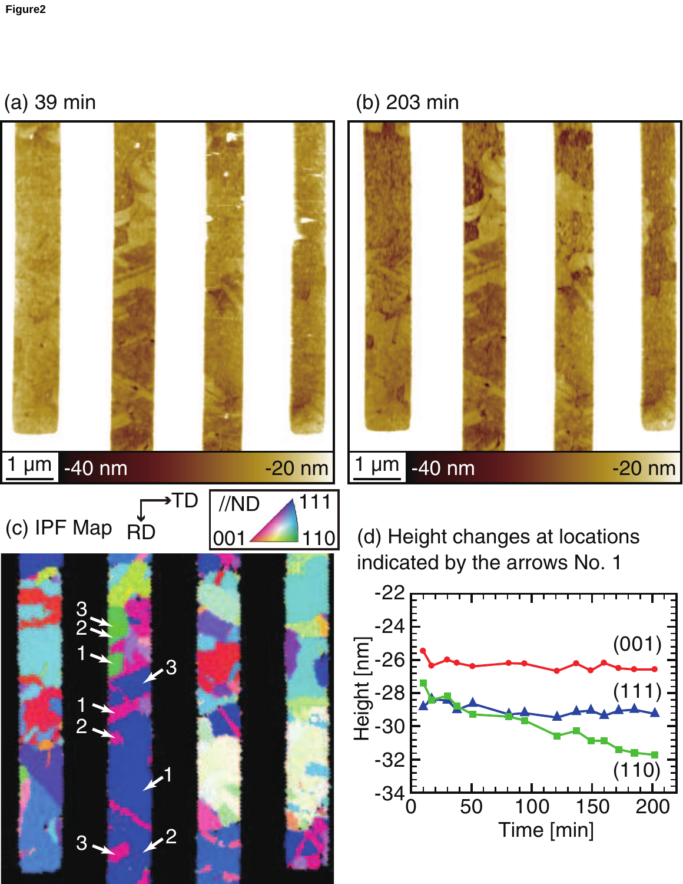Figure2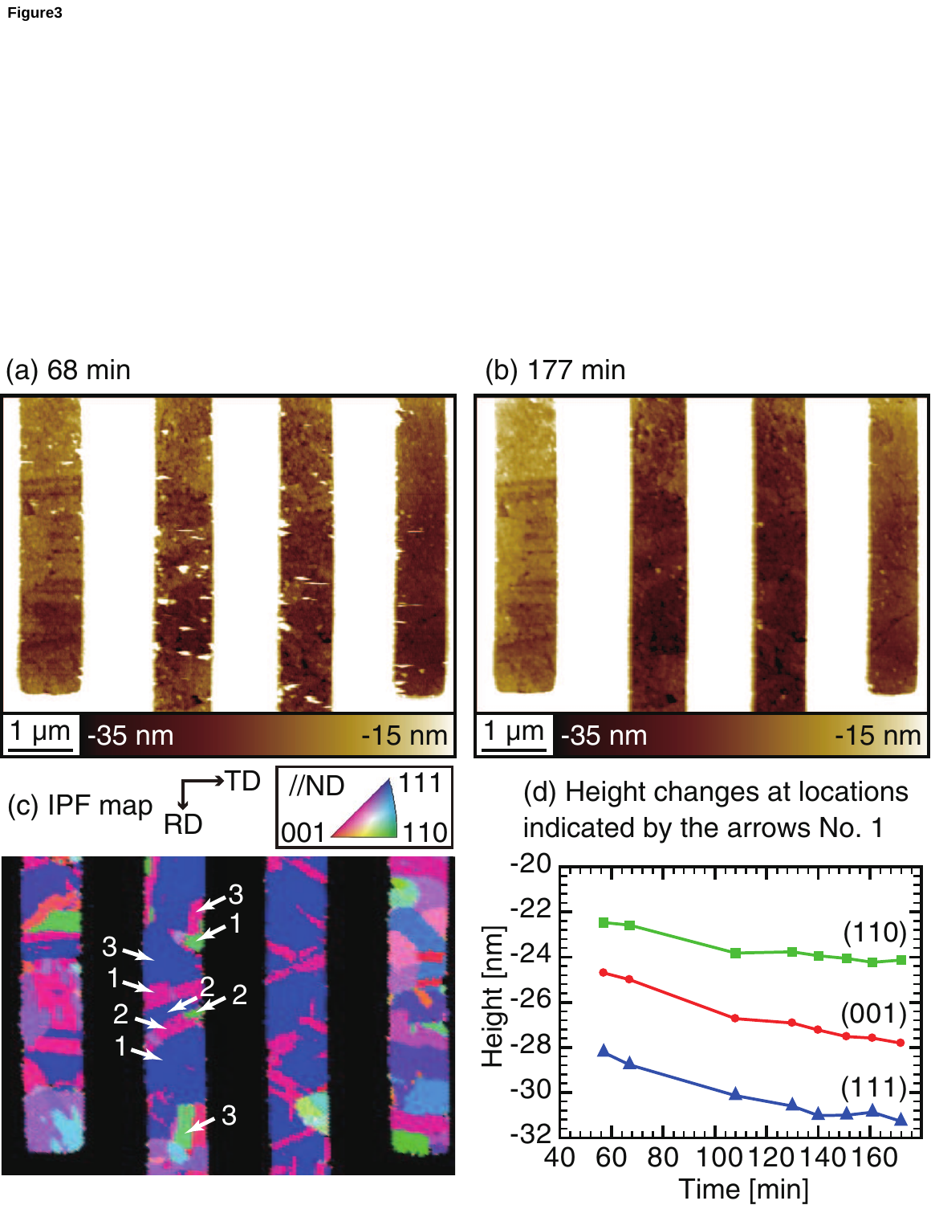Figure3

(a) 68 min

1 μm -35 nm -15 nm

(b) 177 min

1 μm -35 nm -15 nm

(c) IPF map

TD

RD

//ND 111

001 110

3

1

3

1

2

2

2

1

3

(d) Height changes at locations indicated by the arrows No. 1

Height [nm]

Time [min]

(110)

(001)

(111)

-20

-22

-24

-26

-28

-30

-32

40 60 80 100 120 140 160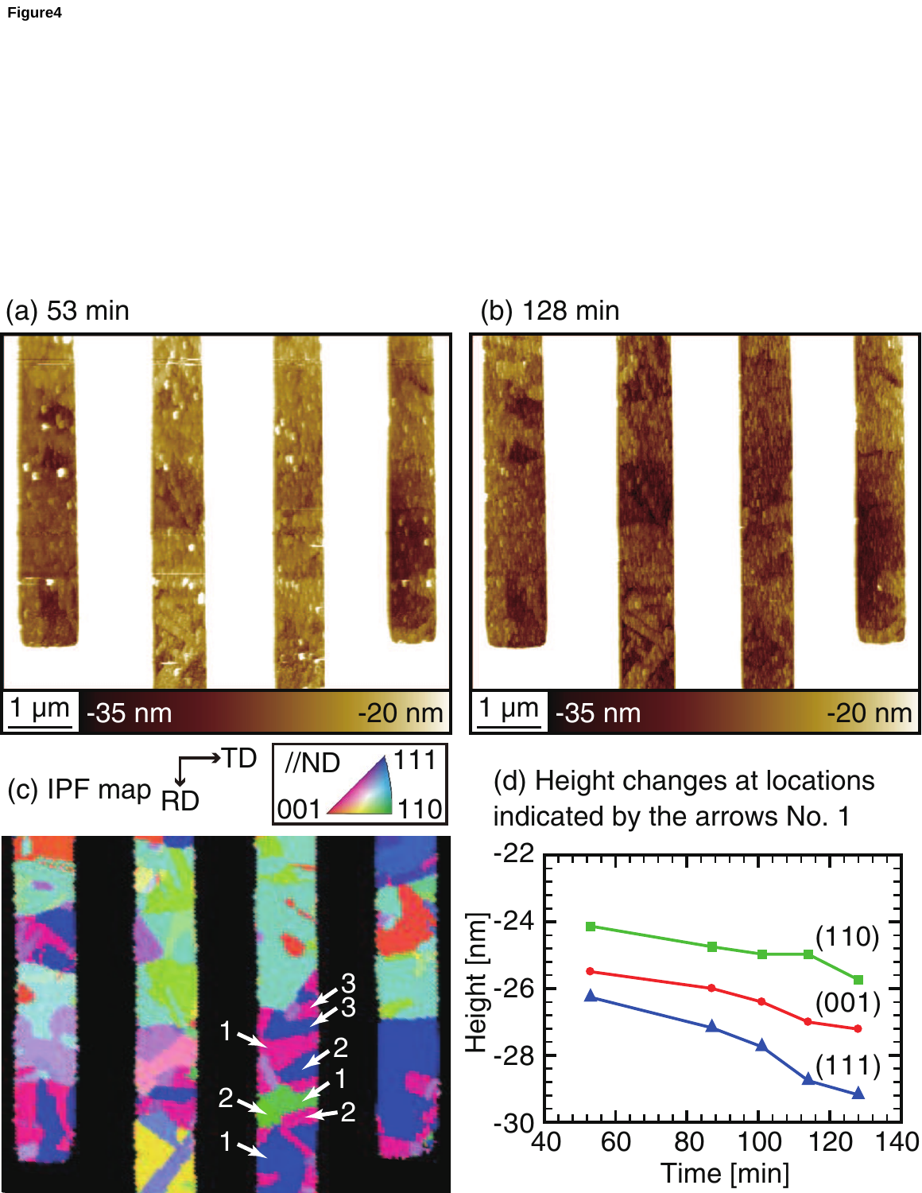Figure4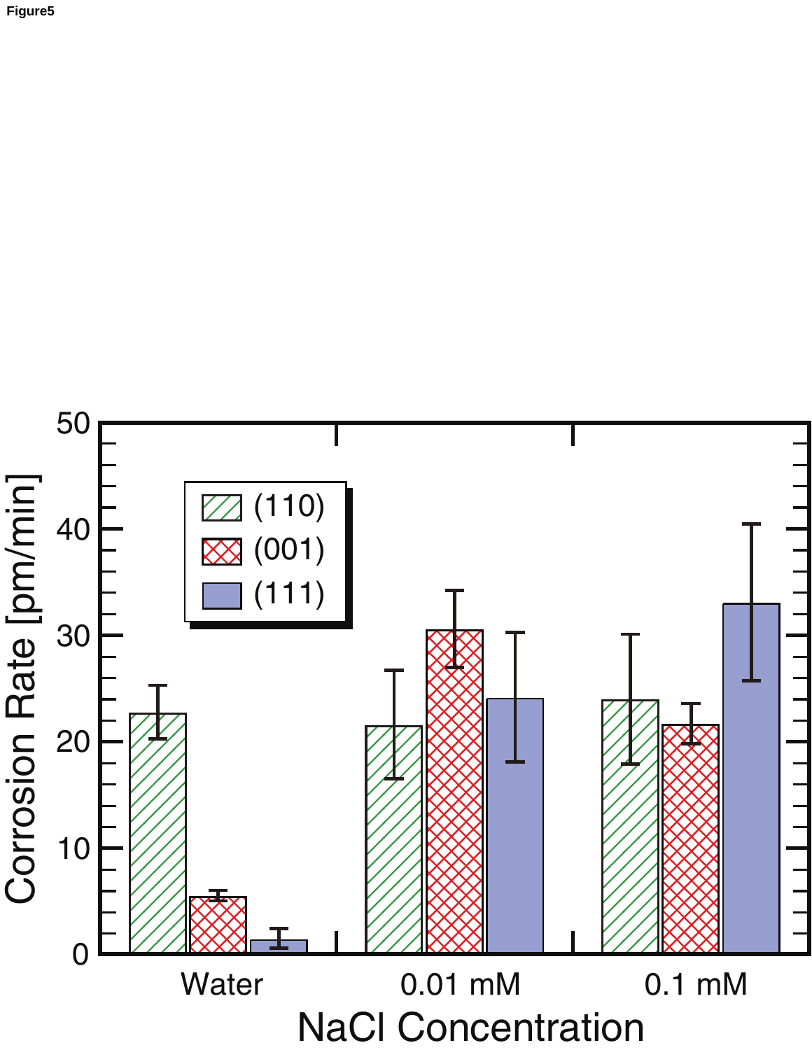Figure5

Corrosion Rate [pm/min]

50
40
30
20
10
0

(110)
(001)
(111)

Water
0.01 mM
0.1 mM

NaCl Concentration